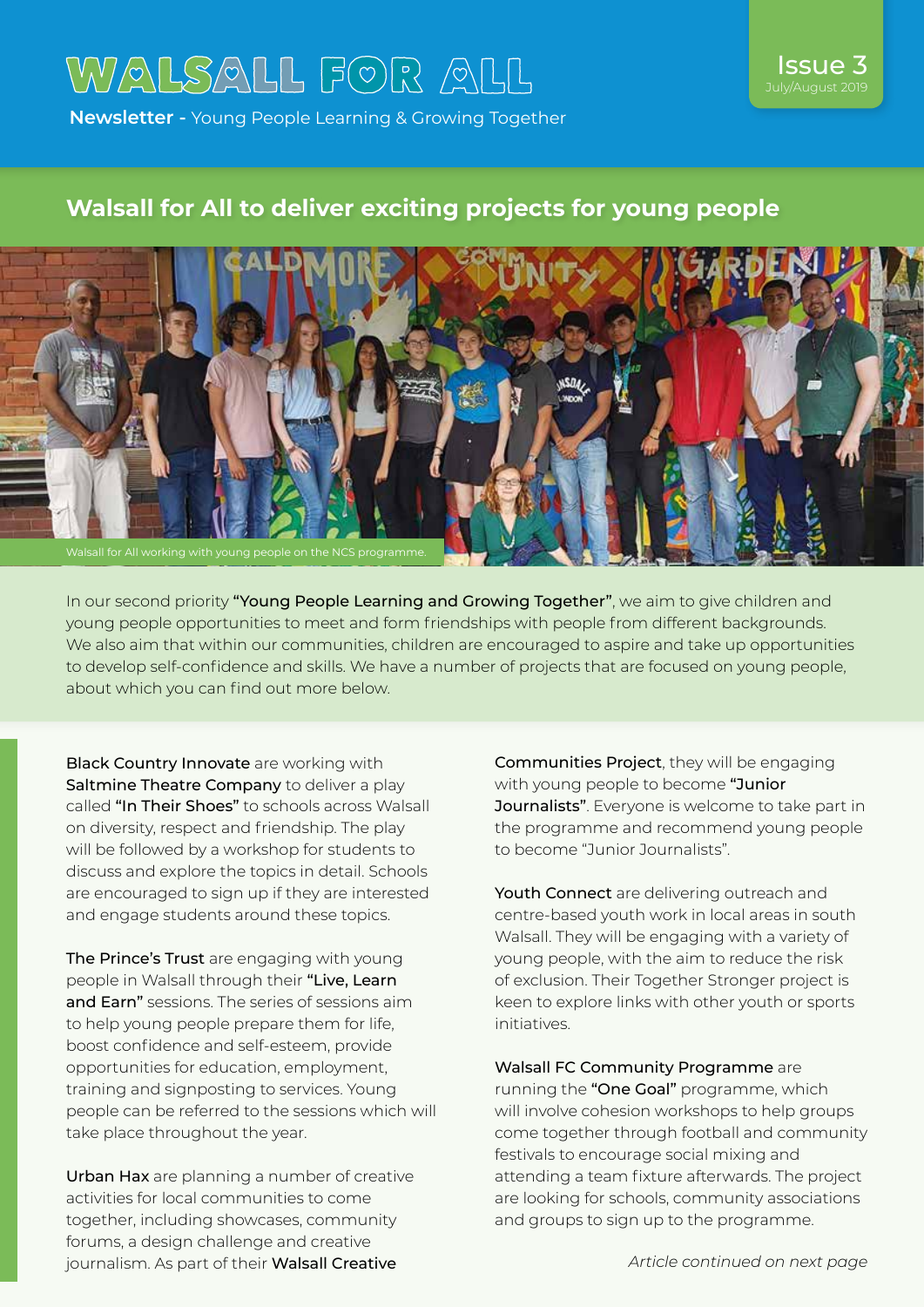# WALSALL FOR ALL

**Newsletter -** Young People Learning & Growing Together

Issue 3
July/August 2019

## Walsall for All to deliver exciting projects for young people

Walsall for All working with young people on the NCS programme.

In our second priority **"Young People Learning and Growing Together"**, we aim to give children and young people opportunities to meet and form friendships with people from different backgrounds. We also aim that within our communities, children are encouraged to aspire and take up opportunities to develop self-confidence and skills. We have a number of projects that are focused on young people, about which you can find out more below.

**Black Country Innovate** are working with **Saltmine Theatre Company** to deliver a play called **"In Their Shoes"** to schools across Walsall on diversity, respect and friendship. The play will be followed by a workshop for students to discuss and explore the topics in detail. Schools are encouraged to sign up if they are interested and engage students around these topics.

**The Prince's Trust** are engaging with young people in Walsall through their **"Live, Learn and Earn"** sessions. The series of sessions aim to help young people prepare them for life, boost confidence and self-esteem, provide opportunities for education, employment, training and signposting to services. Young people can be referred to the sessions which will take place throughout the year.

**Urban Hax** are planning a number of creative activities for local communities to come together, including showcases, community forums, a design challenge and creative journalism. As part of their **Walsall Creative Communities Project**, they will be engaging with young people to become **"Junior Journalists"**. Everyone is welcome to take part in the programme and recommend young people to become "Junior Journalists".

**Youth Connect** are delivering outreach and centre-based youth work in local areas in south Walsall. They will be engaging with a variety of young people, with the aim to reduce the risk of exclusion. Their Together Stronger project is keen to explore links with other youth or sports initiatives.

**Walsall FC Community Programme** are running the **"One Goal"** programme, which will involve cohesion workshops to help groups come together through football and community festivals to encourage social mixing and attending a team fixture afterwards. The project are looking for schools, community associations and groups to sign up to the programme.

*Article continued on next page*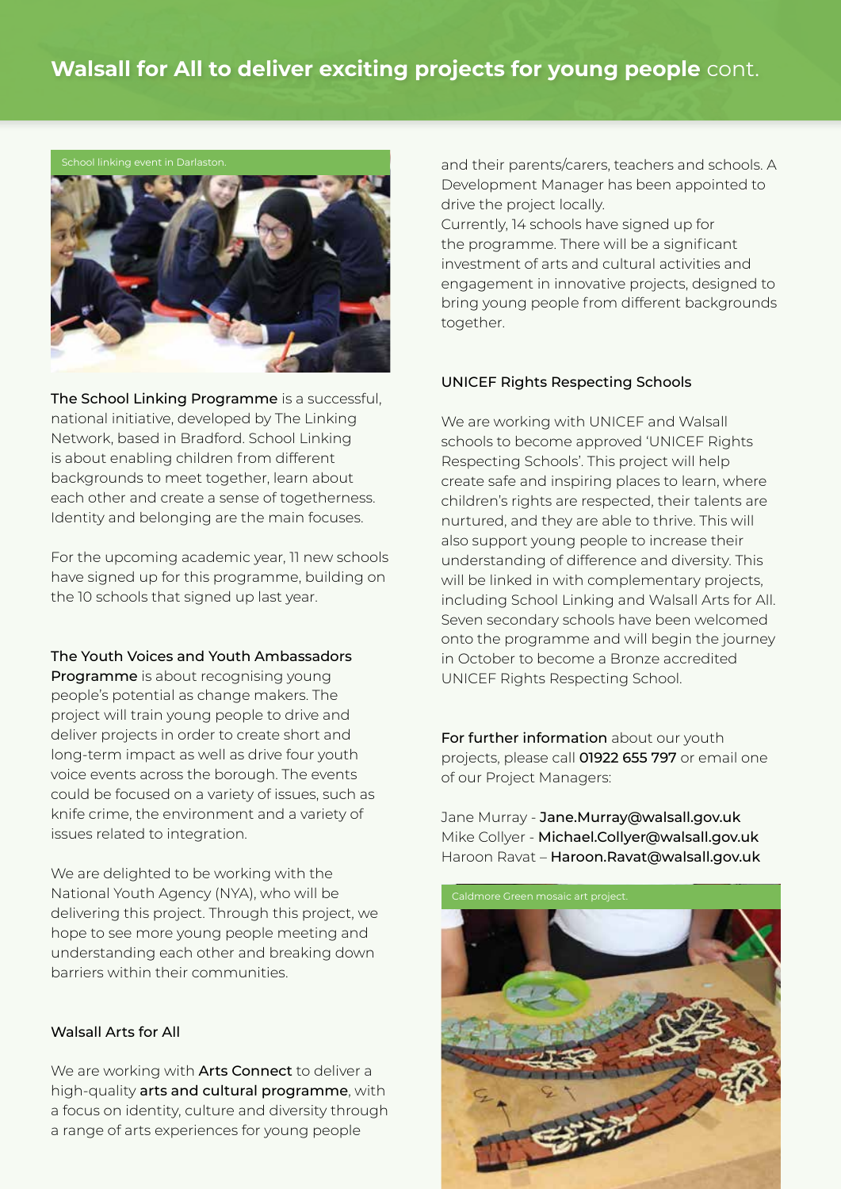## Walsall for All to deliver exciting projects for young people cont.

School linking event in Darlaston.

**The School Linking Programme** is a successful, national initiative, developed by The Linking Network, based in Bradford. School Linking is about enabling children from different backgrounds to meet together, learn about each other and create a sense of togetherness. Identity and belonging are the main focuses.

For the upcoming academic year, 11 new schools have signed up for this programme, building on the 10 schools that signed up last year.

**The Youth Voices and Youth Ambassadors Programme** is about recognising young people's potential as change makers. The project will train young people to drive and deliver projects in order to create short and long-term impact as well as drive four youth voice events across the borough. The events could be focused on a variety of issues, such as knife crime, the environment and a variety of issues related to integration.

We are delighted to be working with the National Youth Agency (NYA), who will be delivering this project. Through this project, we hope to see more young people meeting and understanding each other and breaking down barriers within their communities.

### Walsall Arts for All

We are working with **Arts Connect** to deliver a high-quality **arts and cultural programme**, with a focus on identity, culture and diversity through a range of arts experiences for young people and their parents/carers, teachers and schools. A Development Manager has been appointed to drive the project locally.
Currently, 14 schools have signed up for the programme. There will be a significant investment of arts and cultural activities and engagement in innovative projects, designed to bring young people from different backgrounds together.

### UNICEF Rights Respecting Schools

We are working with UNICEF and Walsall schools to become approved 'UNICEF Rights Respecting Schools'. This project will help create safe and inspiring places to learn, where children's rights are respected, their talents are nurtured, and they are able to thrive. This will also support young people to increase their understanding of difference and diversity. This will be linked in with complementary projects, including School Linking and Walsall Arts for All. Seven secondary schools have been welcomed onto the programme and will begin the journey in October to become a Bronze accredited UNICEF Rights Respecting School.

**For further information** about our youth projects, please call **01922 655 797** or email one of our Project Managers:

Jane Murray - **Jane.Murray@walsall.gov.uk**
Mike Collyer - **Michael.Collyer@walsall.gov.uk**
Haroon Ravat – **Haroon.Ravat@walsall.gov.uk**

Caldmore Green mosaic art project.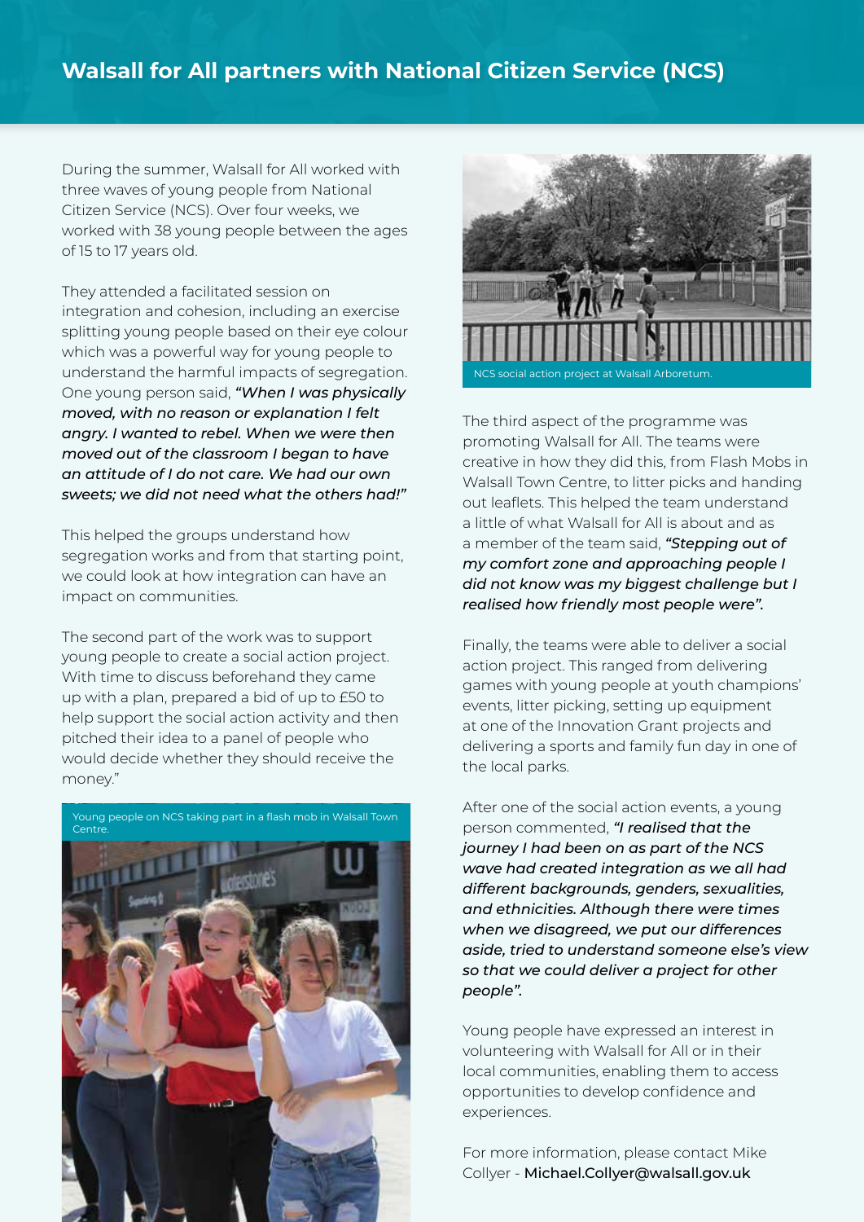## Walsall for All partners with National Citizen Service (NCS)

During the summer, Walsall for All worked with three waves of young people from National Citizen Service (NCS). Over four weeks, we worked with 38 young people between the ages of 15 to 17 years old.

They attended a facilitated session on integration and cohesion, including an exercise splitting young people based on their eye colour which was a powerful way for young people to understand the harmful impacts of segregation. One young person said, ***"When I was physically moved, with no reason or explanation I felt angry. I wanted to rebel. When we were then moved out of the classroom I began to have an attitude of I do not care. We had our own sweets; we did not need what the others had!"***

This helped the groups understand how segregation works and from that starting point, we could look at how integration can have an impact on communities.

The second part of the work was to support young people to create a social action project. With time to discuss beforehand they came up with a plan, prepared a bid of up to £50 to help support the social action activity and then pitched their idea to a panel of people who would decide whether they should receive the money."

Young people on NCS taking part in a flash mob in Walsall Town Centre.

NCS social action project at Walsall Arboretum.

The third aspect of the programme was promoting Walsall for All. The teams were creative in how they did this, from Flash Mobs in Walsall Town Centre, to litter picks and handing out leaflets. This helped the team understand a little of what Walsall for All is about and as a member of the team said, ***"Stepping out of my comfort zone and approaching people I did not know was my biggest challenge but I realised how friendly most people were".***

Finally, the teams were able to deliver a social action project. This ranged from delivering games with young people at youth champions' events, litter picking, setting up equipment at one of the Innovation Grant projects and delivering a sports and family fun day in one of the local parks.

After one of the social action events, a young person commented, ***"I realised that the journey I had been on as part of the NCS wave had created integration as we all had different backgrounds, genders, sexualities, and ethnicities. Although there were times when we disagreed, we put our differences aside, tried to understand someone else's view so that we could deliver a project for other people".***

Young people have expressed an interest in volunteering with Walsall for All or in their local communities, enabling them to access opportunities to develop confidence and experiences.

For more information, please contact Mike Collyer - Michael.Collyer@walsall.gov.uk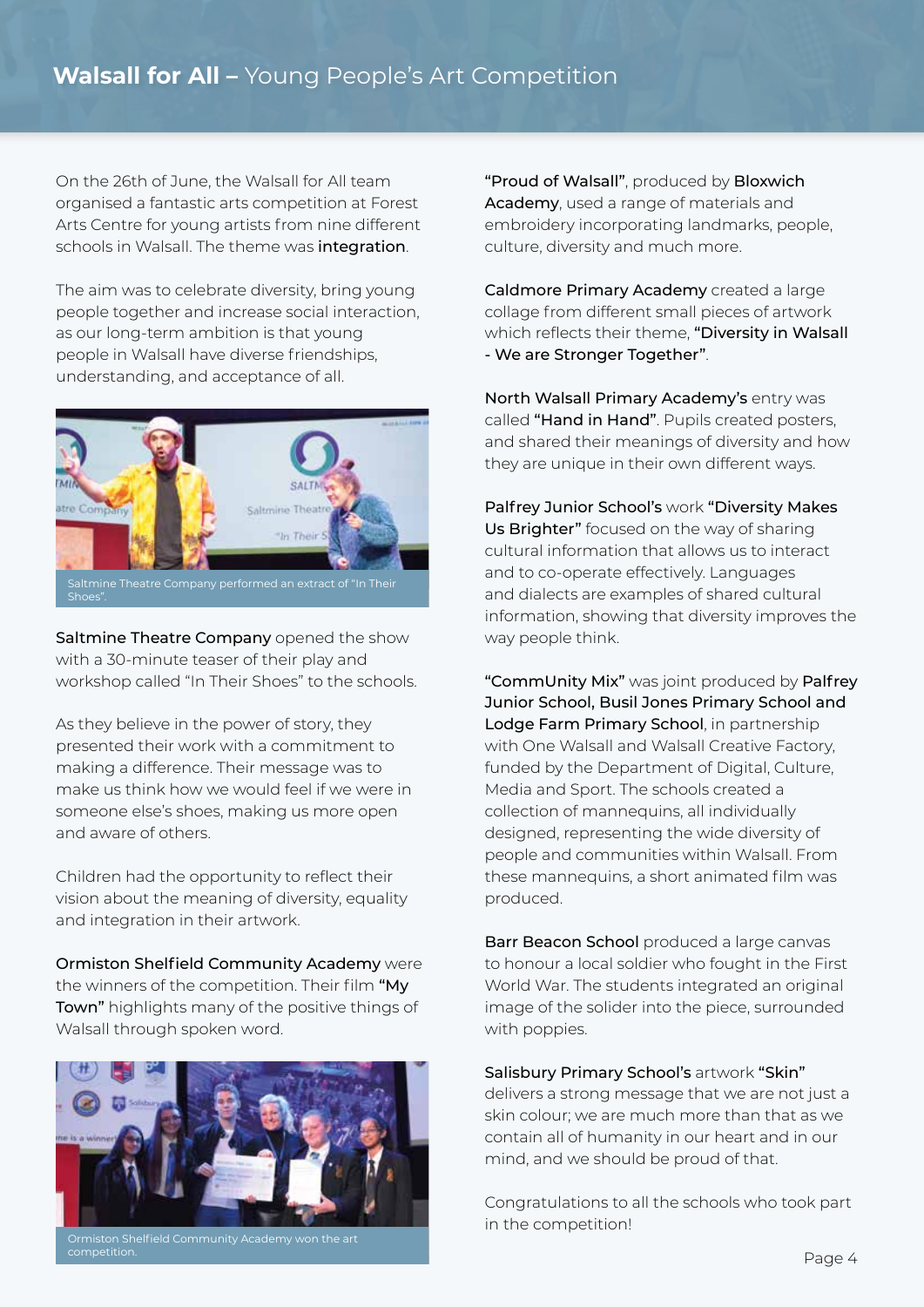# **Walsall for All –** Young People's Art Competition

On the 26th of June, the Walsall for All team organised a fantastic arts competition at Forest Arts Centre for young artists from nine different schools in Walsall. The theme was **integration**.

The aim was to celebrate diversity, bring young people together and increase social interaction, as our long-term ambition is that young people in Walsall have diverse friendships, understanding, and acceptance of all.

Saltmine Theatre Company performed an extract of "In Their Shoes".

**Saltmine Theatre Company** opened the show with a 30-minute teaser of their play and workshop called "In Their Shoes" to the schools.

As they believe in the power of story, they presented their work with a commitment to making a difference. Their message was to make us think how we would feel if we were in someone else's shoes, making us more open and aware of others.

Children had the opportunity to reflect their vision about the meaning of diversity, equality and integration in their artwork.

**Ormiston Shelfield Community Academy** were the winners of the competition. Their film **"My Town"** highlights many of the positive things of Walsall through spoken word.

Ormiston Shelfield Community Academy won the art competition.

**"Proud of Walsall"**, produced by **Bloxwich Academy**, used a range of materials and embroidery incorporating landmarks, people, culture, diversity and much more.

**Caldmore Primary Academy** created a large collage from different small pieces of artwork which reflects their theme, **"Diversity in Walsall - We are Stronger Together"**.

**North Walsall Primary Academy's** entry was called **"Hand in Hand"**. Pupils created posters, and shared their meanings of diversity and how they are unique in their own different ways.

**Palfrey Junior School's** work **"Diversity Makes Us Brighter"** focused on the way of sharing cultural information that allows us to interact and to co-operate effectively. Languages and dialects are examples of shared cultural information, showing that diversity improves the way people think.

**"CommUnity Mix"** was joint produced by **Palfrey Junior School, Busil Jones Primary School and Lodge Farm Primary School**, in partnership with One Walsall and Walsall Creative Factory, funded by the Department of Digital, Culture, Media and Sport. The schools created a collection of mannequins, all individually designed, representing the wide diversity of people and communities within Walsall. From these mannequins, a short animated film was produced.

**Barr Beacon School** produced a large canvas to honour a local soldier who fought in the First World War. The students integrated an original image of the solider into the piece, surrounded with poppies.

**Salisbury Primary School's** artwork **"Skin"** delivers a strong message that we are not just a skin colour; we are much more than that as we contain all of humanity in our heart and in our mind, and we should be proud of that.

Congratulations to all the schools who took part in the competition!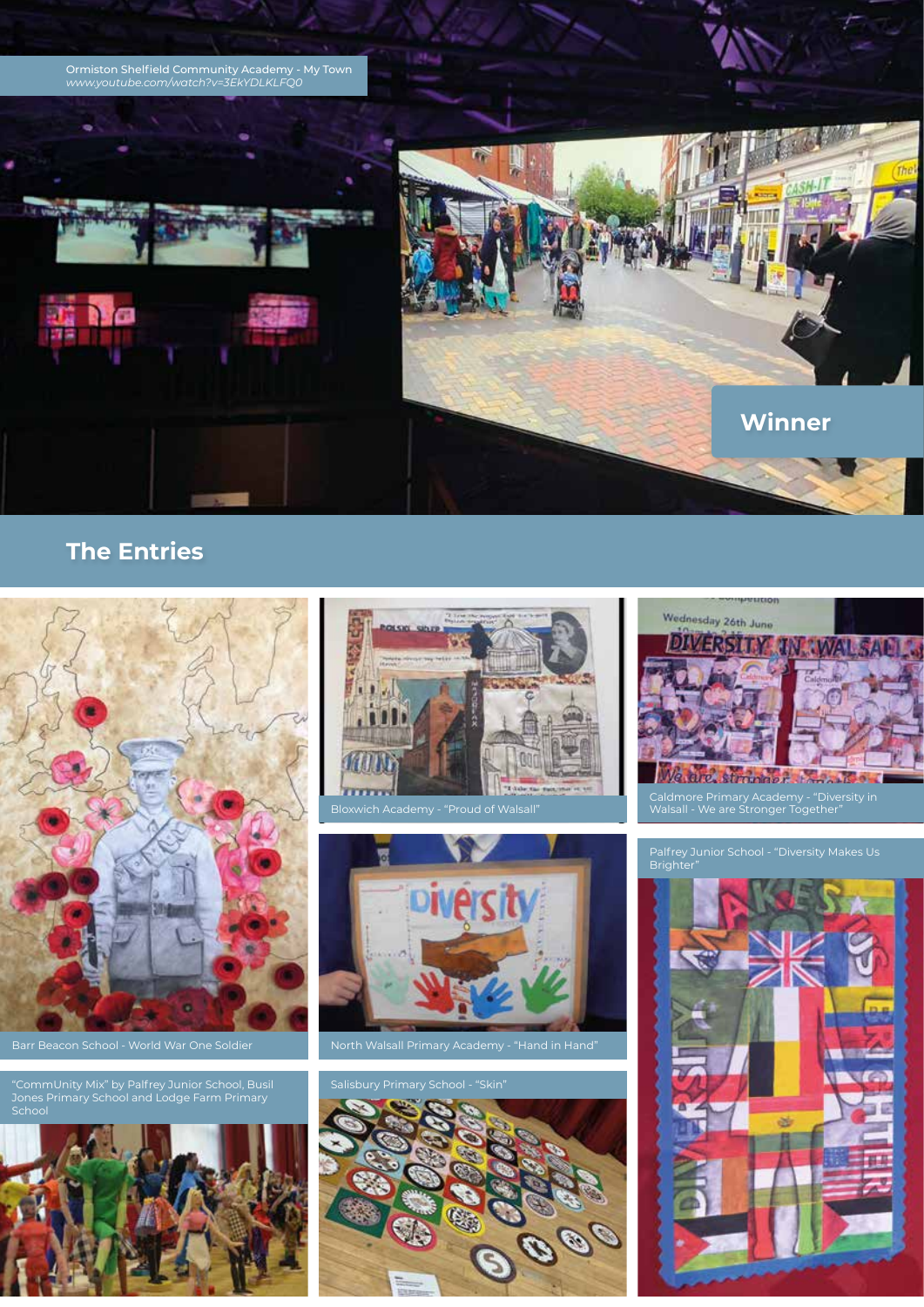Ormiston Shelfield Community Academy - My Town
*www.youtube.com/watch?v=3EkYDLKLFQ0*

**Winner**

## The Entries

Barr Beacon School - World War One Soldier

Bloxwich Academy - "Proud of Walsall"

Caldmore Primary Academy - "Diversity in Walsall - We are Stronger Together"

North Walsall Primary Academy - "Hand in Hand"

Palfrey Junior School - "Diversity Makes Us Brighter"

"CommUnity Mix" by Palfrey Junior School, Busil Jones Primary School and Lodge Farm Primary School

Salisbury Primary School - "Skin"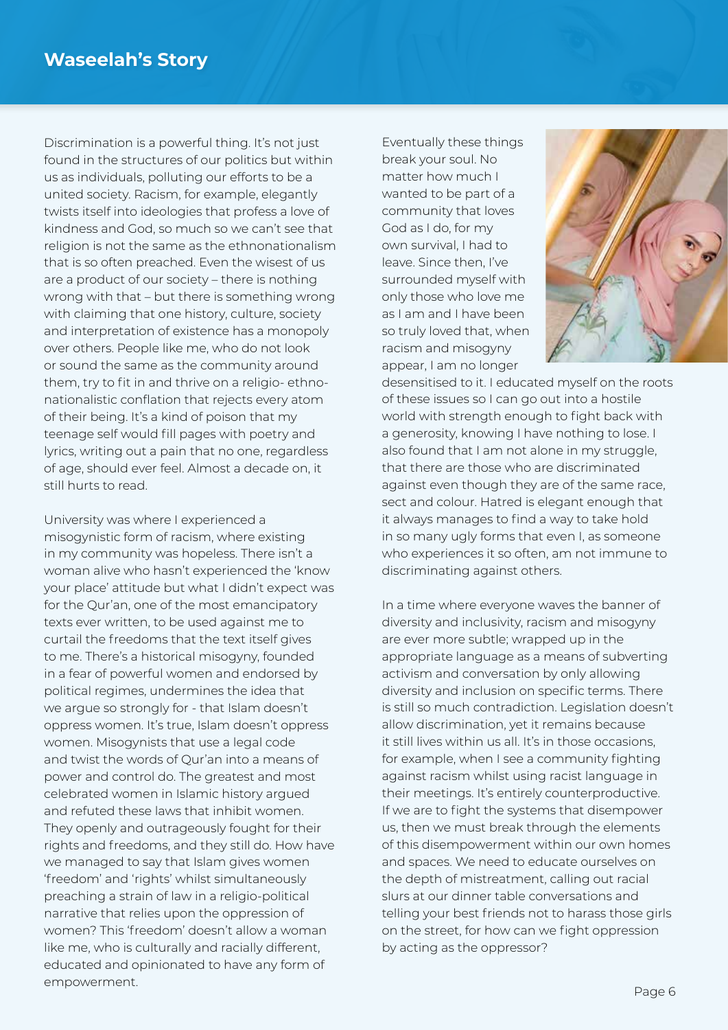## Waseelah's Story

Discrimination is a powerful thing. It's not just found in the structures of our politics but within us as individuals, polluting our efforts to be a united society. Racism, for example, elegantly twists itself into ideologies that profess a love of kindness and God, so much so we can't see that religion is not the same as the ethnonationalism that is so often preached. Even the wisest of us are a product of our society – there is nothing wrong with that – but there is something wrong with claiming that one history, culture, society and interpretation of existence has a monopoly over others. People like me, who do not look or sound the same as the community around them, try to fit in and thrive on a religio- ethno-nationalistic conflation that rejects every atom of their being. It's a kind of poison that my teenage self would fill pages with poetry and lyrics, writing out a pain that no one, regardless of age, should ever feel. Almost a decade on, it still hurts to read.

University was where I experienced a misogynistic form of racism, where existing in my community was hopeless. There isn't a woman alive who hasn't experienced the 'know your place' attitude but what I didn't expect was for the Qur'an, one of the most emancipatory texts ever written, to be used against me to curtail the freedoms that the text itself gives to me. There's a historical misogyny, founded in a fear of powerful women and endorsed by political regimes, undermines the idea that we argue so strongly for - that Islam doesn't oppress women. It's true, Islam doesn't oppress women. Misogynists that use a legal code and twist the words of Qur'an into a means of power and control do. The greatest and most celebrated women in Islamic history argued and refuted these laws that inhibit women. They openly and outrageously fought for their rights and freedoms, and they still do. How have we managed to say that Islam gives women 'freedom' and 'rights' whilst simultaneously preaching a strain of law in a religio-political narrative that relies upon the oppression of women? This 'freedom' doesn't allow a woman like me, who is culturally and racially different, educated and opinionated to have any form of empowerment.

Eventually these things break your soul. No matter how much I wanted to be part of a community that loves God as I do, for my own survival, I had to leave. Since then, I've surrounded myself with only those who love me as I am and I have been so truly loved that, when racism and misogyny appear, I am no longer desensitised to it. I educated myself on the roots of these issues so I can go out into a hostile world with strength enough to fight back with a generosity, knowing I have nothing to lose. I also found that I am not alone in my struggle, that there are those who are discriminated against even though they are of the same race, sect and colour. Hatred is elegant enough that it always manages to find a way to take hold in so many ugly forms that even I, as someone who experiences it so often, am not immune to discriminating against others.

In a time where everyone waves the banner of diversity and inclusivity, racism and misogyny are ever more subtle; wrapped up in the appropriate language as a means of subverting activism and conversation by only allowing diversity and inclusion on specific terms. There is still so much contradiction. Legislation doesn't allow discrimination, yet it remains because it still lives within us all. It's in those occasions, for example, when I see a community fighting against racism whilst using racist language in their meetings. It's entirely counterproductive. If we are to fight the systems that disempower us, then we must break through the elements of this disempowerment within our own homes and spaces. We need to educate ourselves on the depth of mistreatment, calling out racial slurs at our dinner table conversations and telling your best friends not to harass those girls on the street, for how can we fight oppression by acting as the oppressor?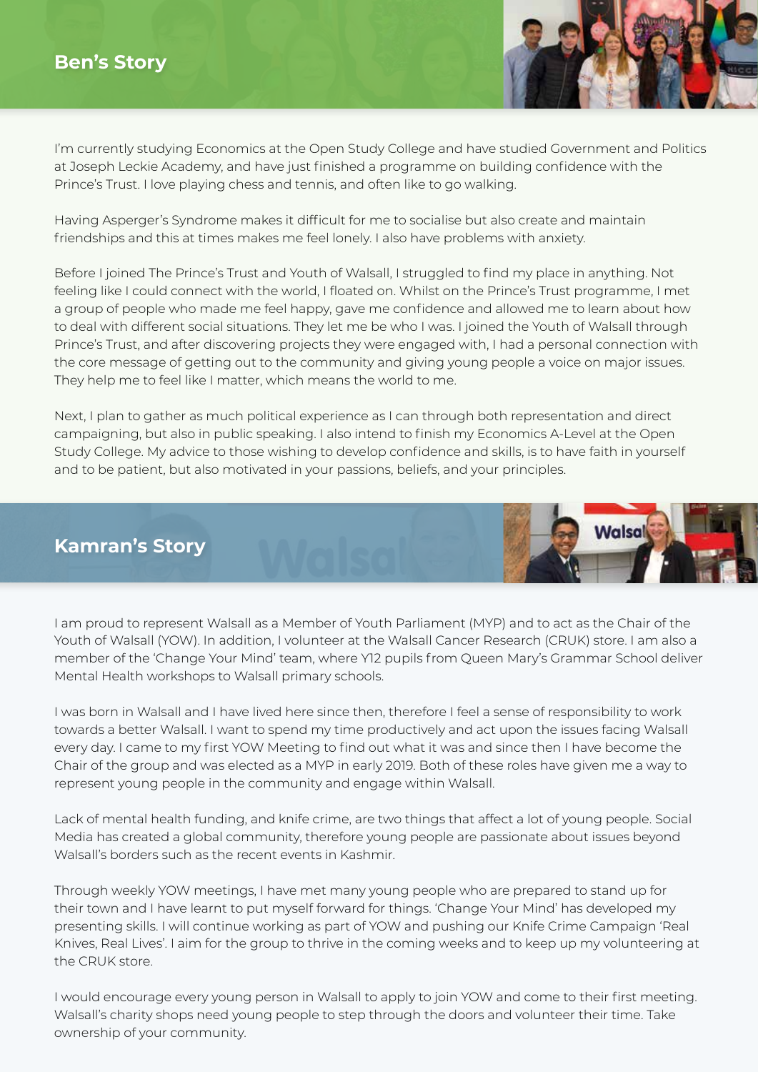## Ben's Story

I'm currently studying Economics at the Open Study College and have studied Government and Politics at Joseph Leckie Academy, and have just finished a programme on building confidence with the Prince's Trust. I love playing chess and tennis, and often like to go walking.

Having Asperger's Syndrome makes it difficult for me to socialise but also create and maintain friendships and this at times makes me feel lonely. I also have problems with anxiety.

Before I joined The Prince's Trust and Youth of Walsall, I struggled to find my place in anything. Not feeling like I could connect with the world, I floated on. Whilst on the Prince's Trust programme, I met a group of people who made me feel happy, gave me confidence and allowed me to learn about how to deal with different social situations. They let me be who I was. I joined the Youth of Walsall through Prince's Trust, and after discovering projects they were engaged with, I had a personal connection with the core message of getting out to the community and giving young people a voice on major issues. They help me to feel like I matter, which means the world to me.

Next, I plan to gather as much political experience as I can through both representation and direct campaigning, but also in public speaking. I also intend to finish my Economics A-Level at the Open Study College. My advice to those wishing to develop confidence and skills, is to have faith in yourself and to be patient, but also motivated in your passions, beliefs, and your principles.

## Kamran's Story

I am proud to represent Walsall as a Member of Youth Parliament (MYP) and to act as the Chair of the Youth of Walsall (YOW). In addition, I volunteer at the Walsall Cancer Research (CRUK) store. I am also a member of the 'Change Your Mind' team, where Y12 pupils from Queen Mary's Grammar School deliver Mental Health workshops to Walsall primary schools.

I was born in Walsall and I have lived here since then, therefore I feel a sense of responsibility to work towards a better Walsall. I want to spend my time productively and act upon the issues facing Walsall every day. I came to my first YOW Meeting to find out what it was and since then I have become the Chair of the group and was elected as a MYP in early 2019. Both of these roles have given me a way to represent young people in the community and engage within Walsall.

Lack of mental health funding, and knife crime, are two things that affect a lot of young people. Social Media has created a global community, therefore young people are passionate about issues beyond Walsall's borders such as the recent events in Kashmir.

Through weekly YOW meetings, I have met many young people who are prepared to stand up for their town and I have learnt to put myself forward for things. 'Change Your Mind' has developed my presenting skills. I will continue working as part of YOW and pushing our Knife Crime Campaign 'Real Knives, Real Lives'. I aim for the group to thrive in the coming weeks and to keep up my volunteering at the CRUK store.

I would encourage every young person in Walsall to apply to join YOW and come to their first meeting. Walsall's charity shops need young people to step through the doors and volunteer their time. Take ownership of your community.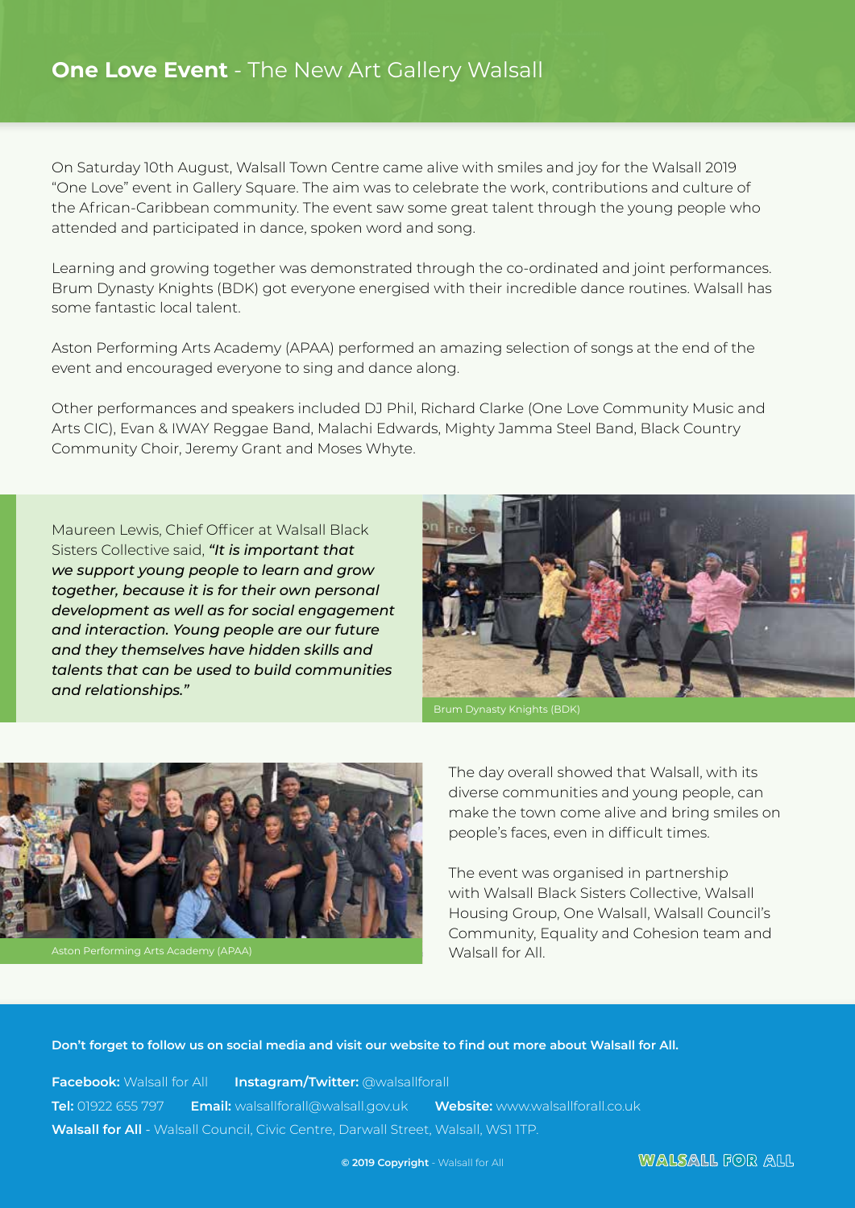# **One Love Event** - The New Art Gallery Walsall

On Saturday 10th August, Walsall Town Centre came alive with smiles and joy for the Walsall 2019 "One Love" event in Gallery Square. The aim was to celebrate the work, contributions and culture of the African-Caribbean community. The event saw some great talent through the young people who attended and participated in dance, spoken word and song.

Learning and growing together was demonstrated through the co-ordinated and joint performances. Brum Dynasty Knights (BDK) got everyone energised with their incredible dance routines. Walsall has some fantastic local talent.

Aston Performing Arts Academy (APAA) performed an amazing selection of songs at the end of the event and encouraged everyone to sing and dance along.

Other performances and speakers included DJ Phil, Richard Clarke (One Love Community Music and Arts CIC), Evan & IWAY Reggae Band, Malachi Edwards, Mighty Jamma Steel Band, Black Country Community Choir, Jeremy Grant and Moses Whyte.

Maureen Lewis, Chief Officer at Walsall Black Sisters Collective said, ***"It is important that we support young people to learn and grow together, because it is for their own personal development as well as for social engagement and interaction. Young people are our future and they themselves have hidden skills and talents that can be used to build communities and relationships."***

Brum Dynasty Knights (BDK)

Aston Performing Arts Academy (APAA)

The day overall showed that Walsall, with its diverse communities and young people, can make the town come alive and bring smiles on people's faces, even in difficult times.

The event was organised in partnership with Walsall Black Sisters Collective, Walsall Housing Group, One Walsall, Walsall Council's Community, Equality and Cohesion team and Walsall for All.

**Don't forget to follow us on social media and visit our website to find out more about Walsall for All.**

**Facebook:** Walsall for All **Instagram/Twitter:** @walsallforall

**Tel:** 01922 655 797 **Email:** walsallforall@walsall.gov.uk **Website:** www.walsallforall.co.uk

**Walsall for All** - Walsall Council, Civic Centre, Darwall Street, Walsall, WS1 1TP.

**© 2019 Copyright** - Walsall for All

WALSALL FOR ALL